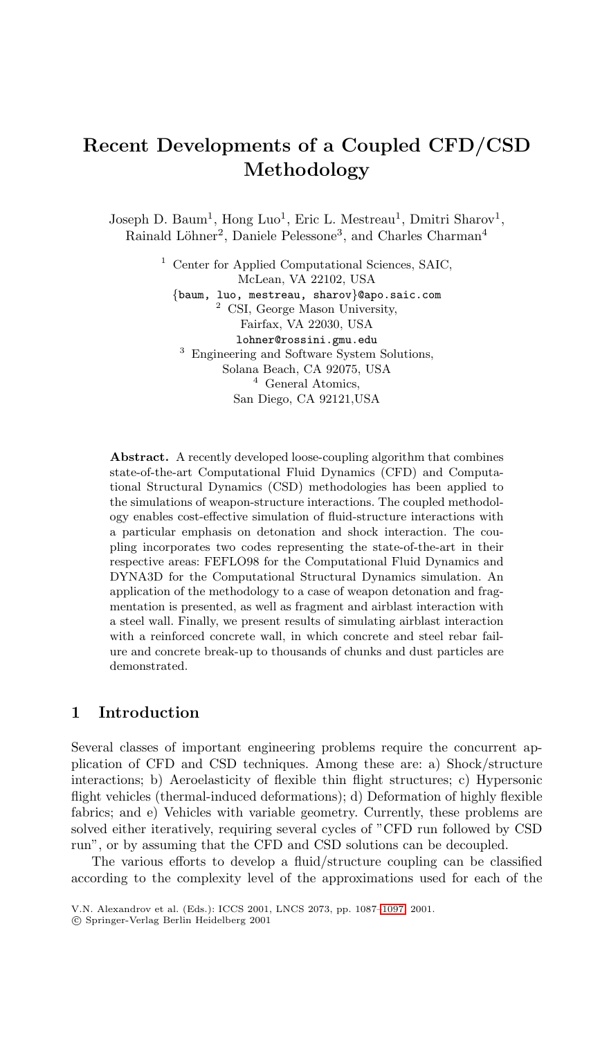# Recent Developments of a Coupled CFD/CSD Methodology

Joseph D. Baum[1], Hong Luo[1], Eric L. Mestreau[1], Dmitri Sharov[1], Rainald Löhner[2], Daniele Pelessone[3], and Charles Charman[4]

[1] Center for Applied Computational Sciences, SAIC, McLean, VA 22102, USA
{baum, luo, mestreau, sharov}@apo.saic.com

[2] CSI, George Mason University, Fairfax, VA 22030, USA
lohner@rossini.gmu.edu

[3] Engineering and Software System Solutions, Solana Beach, CA 92075, USA

[4] General Atomics, San Diego, CA 92121,USA

**Abstract.** A recently developed loose-coupling algorithm that combines state-of-the-art Computational Fluid Dynamics (CFD) and Computational Structural Dynamics (CSD) methodologies has been applied to the simulations of weapon-structure interactions. The coupled methodology enables cost-effective simulation of fluid-structure interactions with a particular emphasis on detonation and shock interaction. The coupling incorporates two codes representing the state-of-the-art in their respective areas: FEFLO98 for the Computational Fluid Dynamics and DYNA3D for the Computational Structural Dynamics simulation. An application of the methodology to a case of weapon detonation and fragmentation is presented, as well as fragment and airblast interaction with a steel wall. Finally, we present results of simulating airblast interaction with a reinforced concrete wall, in which concrete and steel rebar failure and concrete break-up to thousands of chunks and dust particles are demonstrated.

## 1 Introduction

Several classes of important engineering problems require the concurrent application of CFD and CSD techniques. Among these are: a) Shock/structure interactions; b) Aeroelasticity of flexible thin flight structures; c) Hypersonic flight vehicles (thermal-induced deformations); d) Deformation of highly flexible fabrics; and e) Vehicles with variable geometry. Currently, these problems are solved either iteratively, requiring several cycles of "CFD run followed by CSD run", or by assuming that the CFD and CSD solutions can be decoupled.

The various efforts to develop a fluid/structure coupling can be classified according to the complexity level of the approximations used for each of the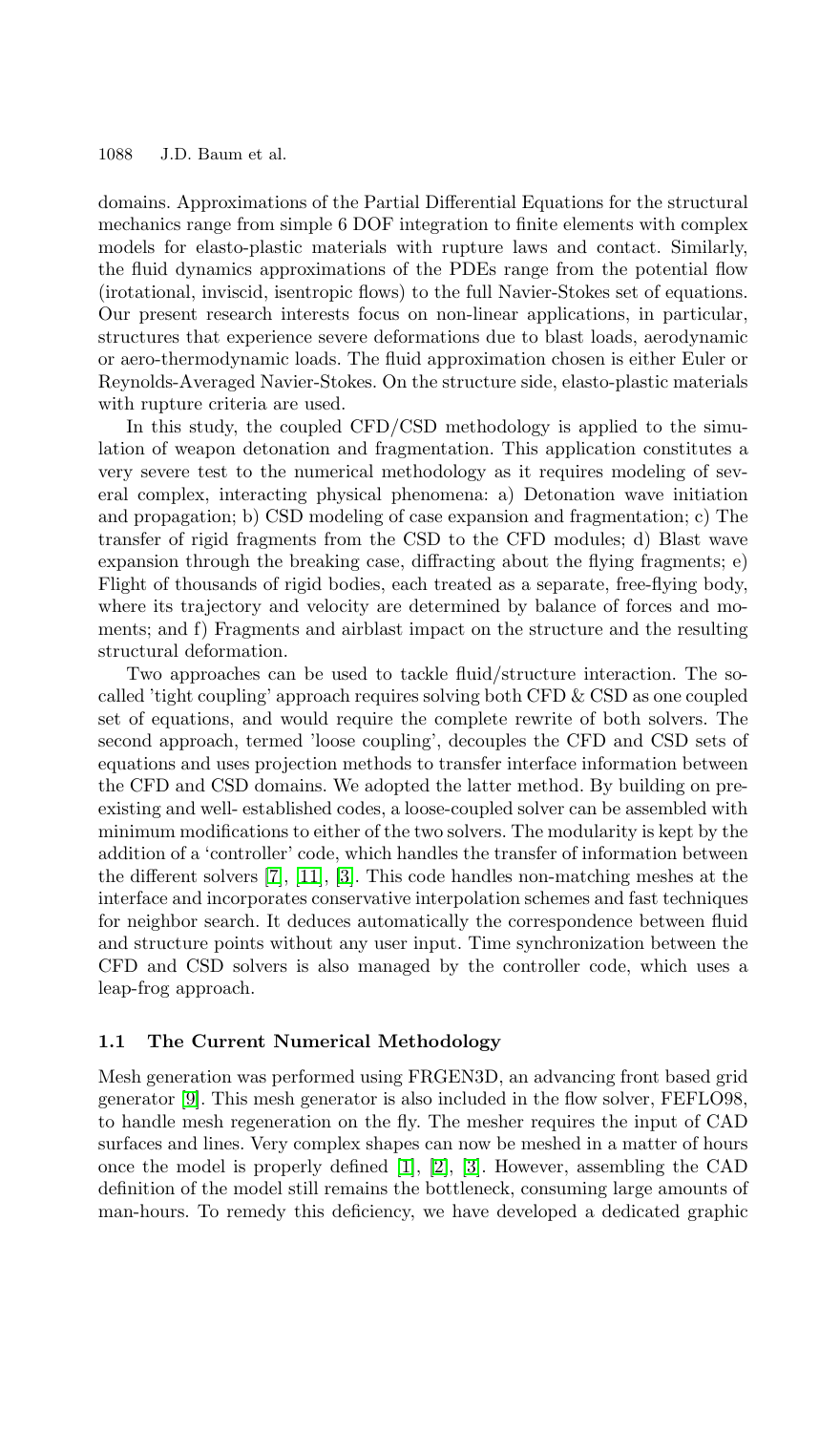domains. Approximations of the Partial Differential Equations for the structural mechanics range from simple 6 DOF integration to finite elements with complex models for elasto-plastic materials with rupture laws and contact. Similarly, the fluid dynamics approximations of the PDEs range from the potential flow (irotational, inviscid, isentropic flows) to the full Navier-Stokes set of equations. Our present research interests focus on non-linear applications, in particular, structures that experience severe deformations due to blast loads, aerodynamic or aero-thermodynamic loads. The fluid approximation chosen is either Euler or Reynolds-Averaged Navier-Stokes. On the structure side, elasto-plastic materials with rupture criteria are used.

In this study, the coupled CFD/CSD methodology is applied to the simulation of weapon detonation and fragmentation. This application constitutes a very severe test to the numerical methodology as it requires modeling of several complex, interacting physical phenomena: a) Detonation wave initiation and propagation; b) CSD modeling of case expansion and fragmentation; c) The transfer of rigid fragments from the CSD to the CFD modules; d) Blast wave expansion through the breaking case, diffracting about the flying fragments; e) Flight of thousands of rigid bodies, each treated as a separate, free-flying body, where its trajectory and velocity are determined by balance of forces and moments; and f) Fragments and airblast impact on the structure and the resulting structural deformation.

Two approaches can be used to tackle fluid/structure interaction. The so-called 'tight coupling' approach requires solving both CFD & CSD as one coupled set of equations, and would require the complete rewrite of both solvers. The second approach, termed 'loose coupling', decouples the CFD and CSD sets of equations and uses projection methods to transfer interface information between the CFD and CSD domains. We adopted the latter method. By building on pre-existing and well- established codes, a loose-coupled solver can be assembled with minimum modifications to either of the two solvers. The modularity is kept by the addition of a 'controller' code, which handles the transfer of information between the different solvers [7], [11], [3]. This code handles non-matching meshes at the interface and incorporates conservative interpolation schemes and fast techniques for neighbor search. It deduces automatically the correspondence between fluid and structure points without any user input. Time synchronization between the CFD and CSD solvers is also managed by the controller code, which uses a leap-frog approach.

### 1.1 The Current Numerical Methodology

Mesh generation was performed using FRGEN3D, an advancing front based grid generator [9]. This mesh generator is also included in the flow solver, FEFLO98, to handle mesh regeneration on the fly. The mesher requires the input of CAD surfaces and lines. Very complex shapes can now be meshed in a matter of hours once the model is properly defined [1], [2], [3]. However, assembling the CAD definition of the model still remains the bottleneck, consuming large amounts of man-hours. To remedy this deficiency, we have developed a dedicated graphic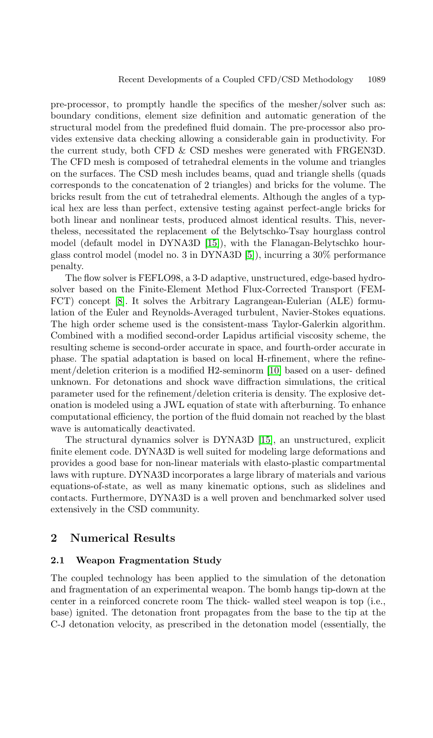pre-processor, to promptly handle the specifics of the mesher/solver such as: boundary conditions, element size definition and automatic generation of the structural model from the predefined fluid domain. The pre-processor also provides extensive data checking allowing a considerable gain in productivity. For the current study, both CFD & CSD meshes were generated with FRGEN3D. The CFD mesh is composed of tetrahedral elements in the volume and triangles on the surfaces. The CSD mesh includes beams, quad and triangle shells (quads corresponds to the concatenation of 2 triangles) and bricks for the volume. The bricks result from the cut of tetrahedral elements. Although the angles of a typical hex are less than perfect, extensive testing against perfect-angle bricks for both linear and nonlinear tests, produced almost identical results. This, nevertheless, necessitated the replacement of the Belytschko-Tsay hourglass control model (default model in DYNA3D [15]), with the Flanagan-Belytschko hourglass control model (model no. 3 in DYNA3D [5]), incurring a 30% performance penalty.

The flow solver is FEFLO98, a 3-D adaptive, unstructured, edge-based hydrosolver based on the Finite-Element Method Flux-Corrected Transport (FEM-FCT) concept [8]. It solves the Arbitrary Lagrangean-Eulerian (ALE) formulation of the Euler and Reynolds-Averaged turbulent, Navier-Stokes equations. The high order scheme used is the consistent-mass Taylor-Galerkin algorithm. Combined with a modified second-order Lapidus artificial viscosity scheme, the resulting scheme is second-order accurate in space, and fourth-order accurate in phase. The spatial adaptation is based on local H-rfinement, where the refinement/deletion criterion is a modified H2-seminorm [10] based on a user- defined unknown. For detonations and shock wave diffraction simulations, the critical parameter used for the refinement/deletion criteria is density. The explosive detonation is modeled using a JWL equation of state with afterburning. To enhance computational efficiency, the portion of the fluid domain not reached by the blast wave is automatically deactivated.

The structural dynamics solver is DYNA3D [15], an unstructured, explicit finite element code. DYNA3D is well suited for modeling large deformations and provides a good base for non-linear materials with elasto-plastic compartmental laws with rupture. DYNA3D incorporates a large library of materials and various equations-of-state, as well as many kinematic options, such as slidelines and contacts. Furthermore, DYNA3D is a well proven and benchmarked solver used extensively in the CSD community.

## 2 Numerical Results

### 2.1 Weapon Fragmentation Study

The coupled technology has been applied to the simulation of the detonation and fragmentation of an experimental weapon. The bomb hangs tip-down at the center in a reinforced concrete room The thick- walled steel weapon is top (i.e., base) ignited. The detonation front propagates from the base to the tip at the C-J detonation velocity, as prescribed in the detonation model (essentially, the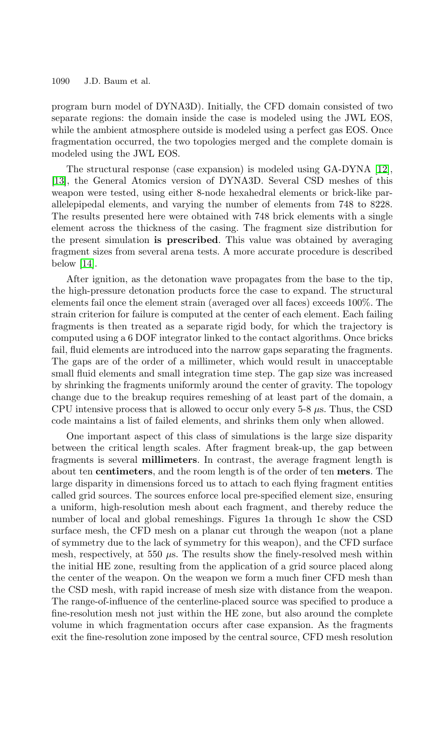program burn model of DYNA3D). Initially, the CFD domain consisted of two separate regions: the domain inside the case is modeled using the JWL EOS, while the ambient atmosphere outside is modeled using a perfect gas EOS. Once fragmentation occurred, the two topologies merged and the complete domain is modeled using the JWL EOS.

The structural response (case expansion) is modeled using GA-DYNA [12], [13], the General Atomics version of DYNA3D. Several CSD meshes of this weapon were tested, using either 8-node hexahedral elements or brick-like parallelepipedal elements, and varying the number of elements from 748 to 8228. The results presented here were obtained with 748 brick elements with a single element across the thickness of the casing. The fragment size distribution for the present simulation **is prescribed**. This value was obtained by averaging fragment sizes from several arena tests. A more accurate procedure is described below [14].

After ignition, as the detonation wave propagates from the base to the tip, the high-pressure detonation products force the case to expand. The structural elements fail once the element strain (averaged over all faces) exceeds 100%. The strain criterion for failure is computed at the center of each element. Each failing fragments is then treated as a separate rigid body, for which the trajectory is computed using a 6 DOF integrator linked to the contact algorithms. Once bricks fail, fluid elements are introduced into the narrow gaps separating the fragments. The gaps are of the order of a millimeter, which would result in unacceptable small fluid elements and small integration time step. The gap size was increased by shrinking the fragments uniformly around the center of gravity. The topology change due to the breakup requires remeshing of at least part of the domain, a CPU intensive process that is allowed to occur only every 5-8 $\mu$s. Thus, the CSD code maintains a list of failed elements, and shrinks them only when allowed.

One important aspect of this class of simulations is the large size disparity between the critical length scales. After fragment break-up, the gap between fragments is several **millimeters**. In contrast, the average fragment length is about ten **centimeters**, and the room length is of the order of ten **meters**. The large disparity in dimensions forced us to attach to each flying fragment entities called grid sources. The sources enforce local pre-specified element size, ensuring a uniform, high-resolution mesh about each fragment, and thereby reduce the number of local and global remeshings. Figures 1a through 1c show the CSD surface mesh, the CFD mesh on a planar cut through the weapon (not a plane of symmetry due to the lack of symmetry for this weapon), and the CFD surface mesh, respectively, at 550 $\mu$s. The results show the finely-resolved mesh within the initial HE zone, resulting from the application of a grid source placed along the center of the weapon. On the weapon we form a much finer CFD mesh than the CSD mesh, with rapid increase of mesh size with distance from the weapon. The range-of-influence of the centerline-placed source was specified to produce a fine-resolution mesh not just within the HE zone, but also around the complete volume in which fragmentation occurs after case expansion. As the fragments exit the fine-resolution zone imposed by the central source, CFD mesh resolution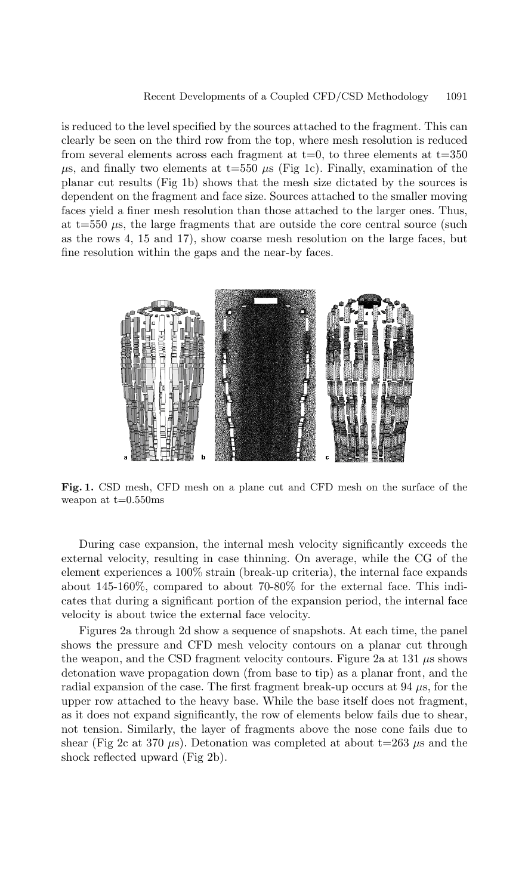is reduced to the level specified by the sources attached to the fragment. This can clearly be seen on the third row from the top, where mesh resolution is reduced from several elements across each fragment at t=0, to three elements at t=350 $\mu$s, and finally two elements at t=550 $\mu$s (Fig 1c). Finally, examination of the planar cut results (Fig 1b) shows that the mesh size dictated by the sources is dependent on the fragment and face size. Sources attached to the smaller moving faces yield a finer mesh resolution than those attached to the larger ones. Thus, at t=550 $\mu$s, the large fragments that are outside the core central source (such as the rows 4, 15 and 17), show coarse mesh resolution on the large faces, but fine resolution within the gaps and the near-by faces.

**Fig. 1.** CSD mesh, CFD mesh on a plane cut and CFD mesh on the surface of the weapon at t=0.550ms

During case expansion, the internal mesh velocity significantly exceeds the external velocity, resulting in case thinning. On average, while the CG of the element experiences a 100% strain (break-up criteria), the internal face expands about 145-160%, compared to about 70-80% for the external face. This indicates that during a significant portion of the expansion period, the internal face velocity is about twice the external face velocity.

Figures 2a through 2d show a sequence of snapshots. At each time, the panel shows the pressure and CFD mesh velocity contours on a planar cut through the weapon, and the CSD fragment velocity contours. Figure 2a at 131 $\mu$s shows detonation wave propagation down (from base to tip) as a planar front, and the radial expansion of the case. The first fragment break-up occurs at 94 $\mu$s, for the upper row attached to the heavy base. While the base itself does not fragment, as it does not expand significantly, the row of elements below fails due to shear, not tension. Similarly, the layer of fragments above the nose cone fails due to shear (Fig 2c at 370 $\mu$s). Detonation was completed at about t=263 $\mu$s and the shock reflected upward (Fig 2b).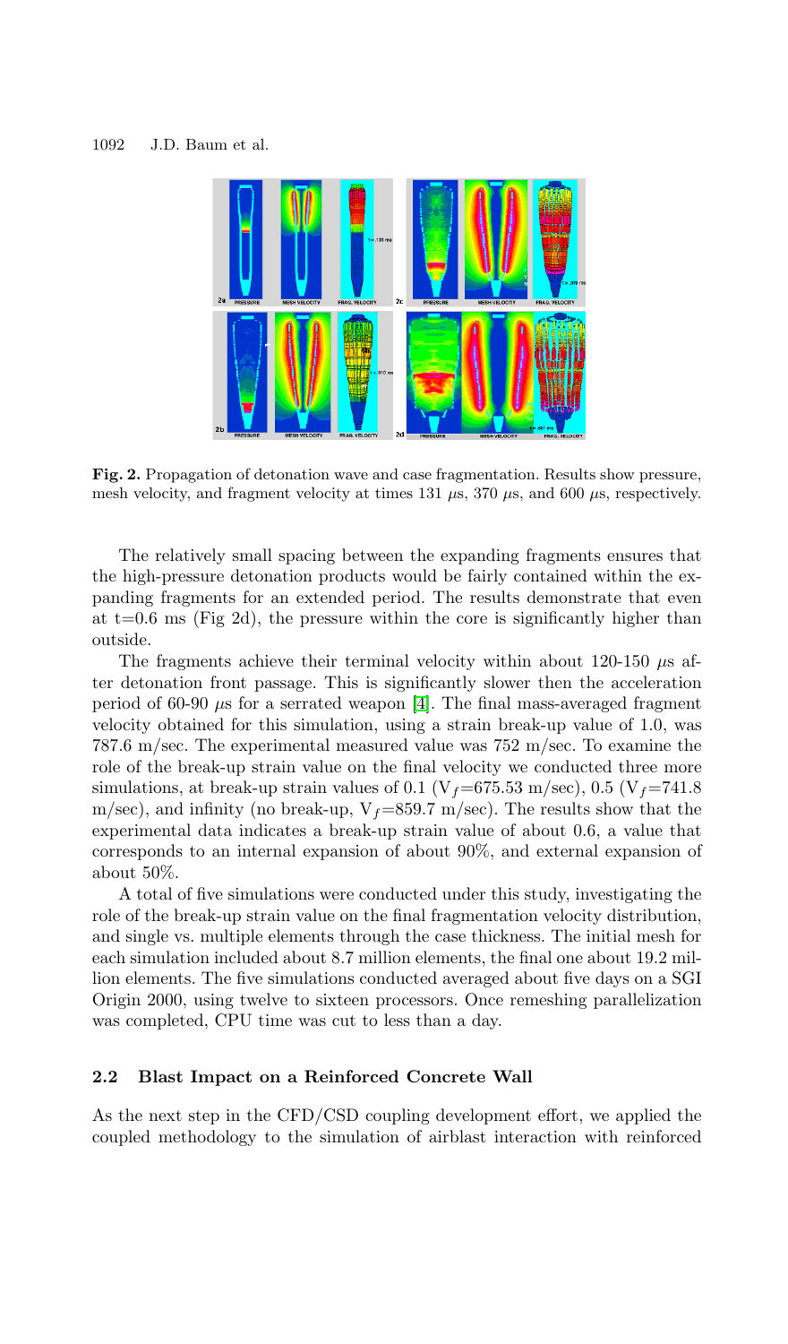**Fig. 2.** Propagation of detonation wave and case fragmentation. Results show pressure, mesh velocity, and fragment velocity at times 131 $\mu$s, 370 $\mu$s, and 600 $\mu$s, respectively.

The relatively small spacing between the expanding fragments ensures that the high-pressure detonation products would be fairly contained within the expanding fragments for an extended period. The results demonstrate that even at t=0.6 ms (Fig 2d), the pressure within the core is significantly higher than outside.

The fragments achieve their terminal velocity within about 120-150 $\mu$s after detonation front passage. This is significantly slower then the acceleration period of 60-90 $\mu$s for a serrated weapon [4]. The final mass-averaged fragment velocity obtained for this simulation, using a strain break-up value of 1.0, was 787.6 m/sec. The experimental measured value was 752 m/sec. To examine the role of the break-up strain value on the final velocity we conducted three more simulations, at break-up strain values of 0.1 ($V_f$=675.53 m/sec), 0.5 ($V_f$=741.8 m/sec), and infinity (no break-up, $V_f$=859.7 m/sec). The results show that the experimental data indicates a break-up strain value of about 0.6, a value that corresponds to an internal expansion of about 90%, and external expansion of about 50%.

A total of five simulations were conducted under this study, investigating the role of the break-up strain value on the final fragmentation velocity distribution, and single vs. multiple elements through the case thickness. The initial mesh for each simulation included about 8.7 million elements, the final one about 19.2 million elements. The five simulations conducted averaged about five days on a SGI Origin 2000, using twelve to sixteen processors. Once remeshing parallelization was completed, CPU time was cut to less than a day.

### 2.2 Blast Impact on a Reinforced Concrete Wall

As the next step in the CFD/CSD coupling development effort, we applied the coupled methodology to the simulation of airblast interaction with reinforced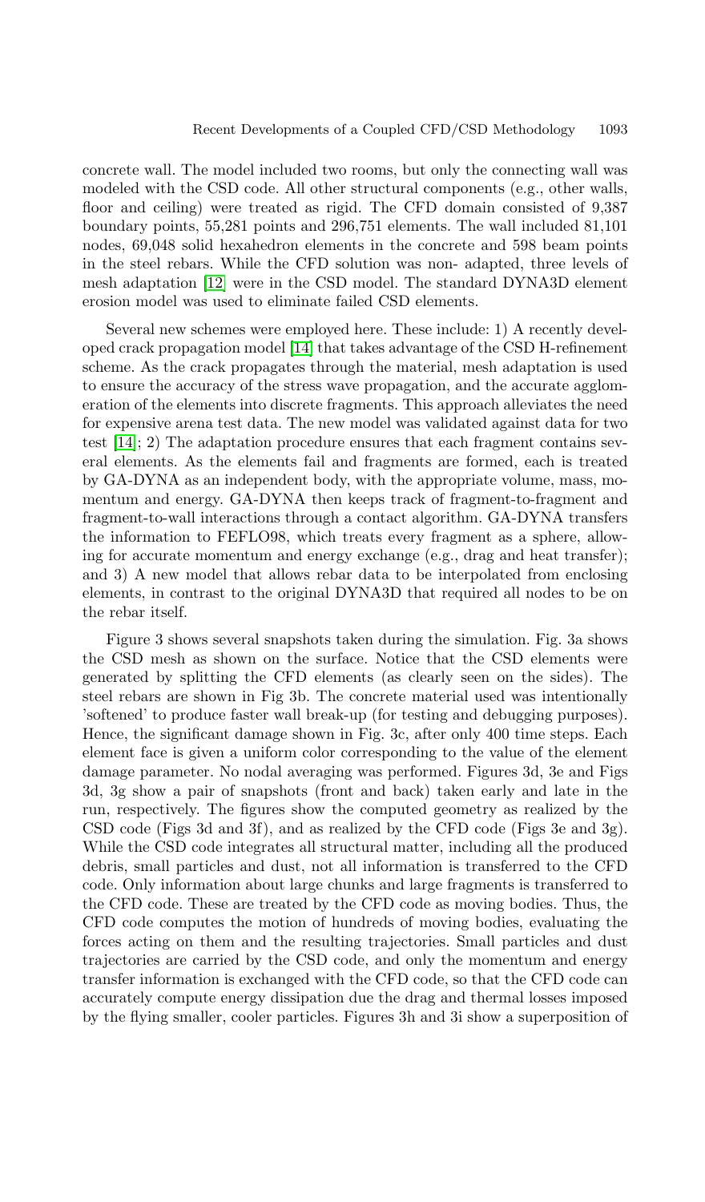concrete wall. The model included two rooms, but only the connecting wall was modeled with the CSD code. All other structural components (e.g., other walls, floor and ceiling) were treated as rigid. The CFD domain consisted of 9,387 boundary points, 55,281 points and 296,751 elements. The wall included 81,101 nodes, 69,048 solid hexahedron elements in the concrete and 598 beam points in the steel rebars. While the CFD solution was non- adapted, three levels of mesh adaptation [12] were in the CSD model. The standard DYNA3D element erosion model was used to eliminate failed CSD elements.

Several new schemes were employed here. These include: 1) A recently developed crack propagation model [14] that takes advantage of the CSD H-refinement scheme. As the crack propagates through the material, mesh adaptation is used to ensure the accuracy of the stress wave propagation, and the accurate agglomeration of the elements into discrete fragments. This approach alleviates the need for expensive arena test data. The new model was validated against data for two test [14]; 2) The adaptation procedure ensures that each fragment contains several elements. As the elements fail and fragments are formed, each is treated by GA-DYNA as an independent body, with the appropriate volume, mass, momentum and energy. GA-DYNA then keeps track of fragment-to-fragment and fragment-to-wall interactions through a contact algorithm. GA-DYNA transfers the information to FEFLO98, which treats every fragment as a sphere, allowing for accurate momentum and energy exchange (e.g., drag and heat transfer); and 3) A new model that allows rebar data to be interpolated from enclosing elements, in contrast to the original DYNA3D that required all nodes to be on the rebar itself.

Figure 3 shows several snapshots taken during the simulation. Fig. 3a shows the CSD mesh as shown on the surface. Notice that the CSD elements were generated by splitting the CFD elements (as clearly seen on the sides). The steel rebars are shown in Fig 3b. The concrete material used was intentionally 'softened' to produce faster wall break-up (for testing and debugging purposes). Hence, the significant damage shown in Fig. 3c, after only 400 time steps. Each element face is given a uniform color corresponding to the value of the element damage parameter. No nodal averaging was performed. Figures 3d, 3e and Figs 3d, 3g show a pair of snapshots (front and back) taken early and late in the run, respectively. The figures show the computed geometry as realized by the CSD code (Figs 3d and 3f), and as realized by the CFD code (Figs 3e and 3g). While the CSD code integrates all structural matter, including all the produced debris, small particles and dust, not all information is transferred to the CFD code. Only information about large chunks and large fragments is transferred to the CFD code. These are treated by the CFD code as moving bodies. Thus, the CFD code computes the motion of hundreds of moving bodies, evaluating the forces acting on them and the resulting trajectories. Small particles and dust trajectories are carried by the CSD code, and only the momentum and energy transfer information is exchanged with the CFD code, so that the CFD code can accurately compute energy dissipation due the drag and thermal losses imposed by the flying smaller, cooler particles. Figures 3h and 3i show a superposition of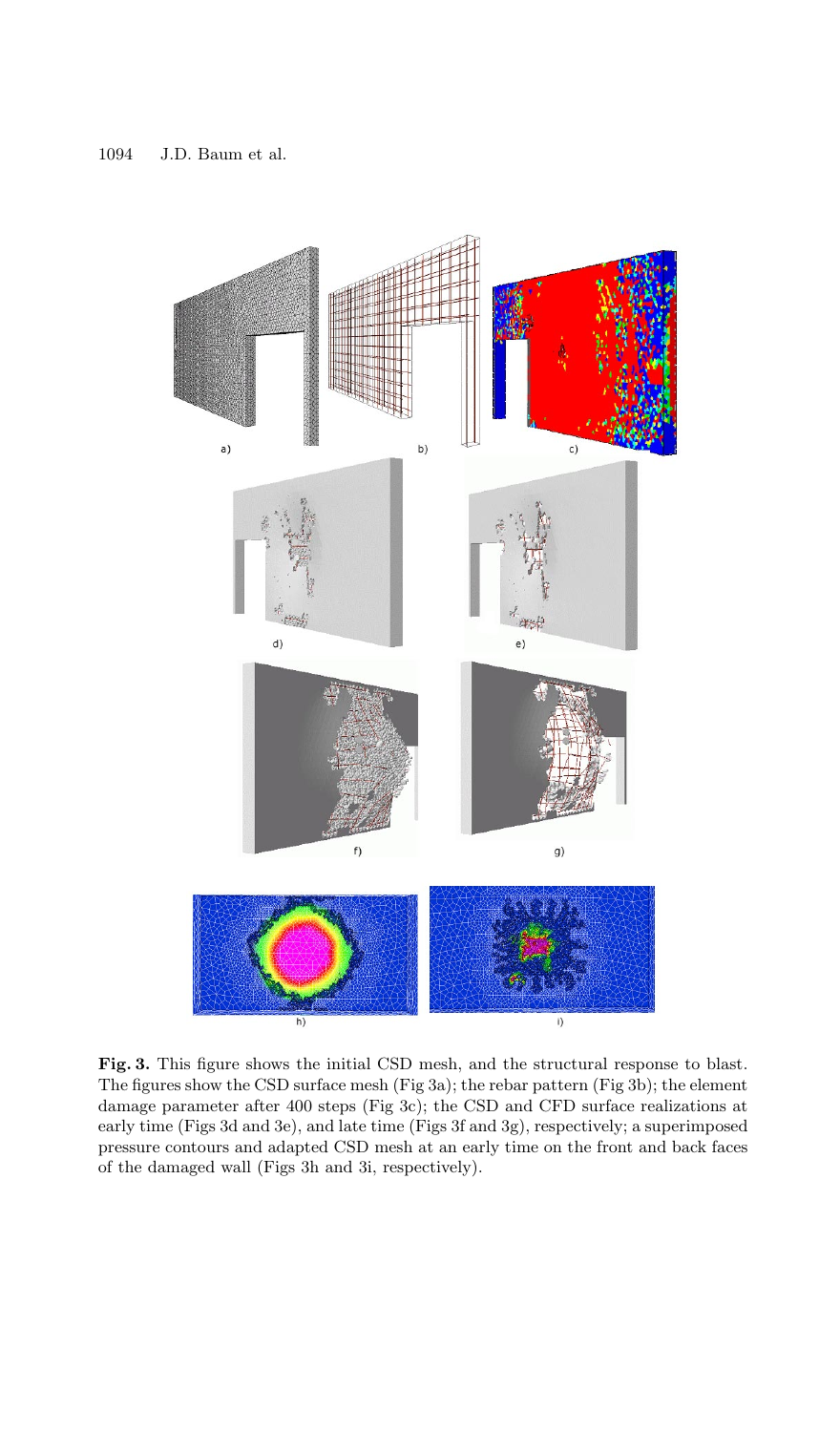**Fig. 3.** This figure shows the initial CSD mesh, and the structural response to blast. The figures show the CSD surface mesh (Fig 3a); the rebar pattern (Fig 3b); the element damage parameter after 400 steps (Fig 3c); the CSD and CFD surface realizations at early time (Figs 3d and 3e), and late time (Figs 3f and 3g), respectively; a superimposed pressure contours and adapted CSD mesh at an early time on the front and back faces of the damaged wall (Figs 3h and 3i, respectively).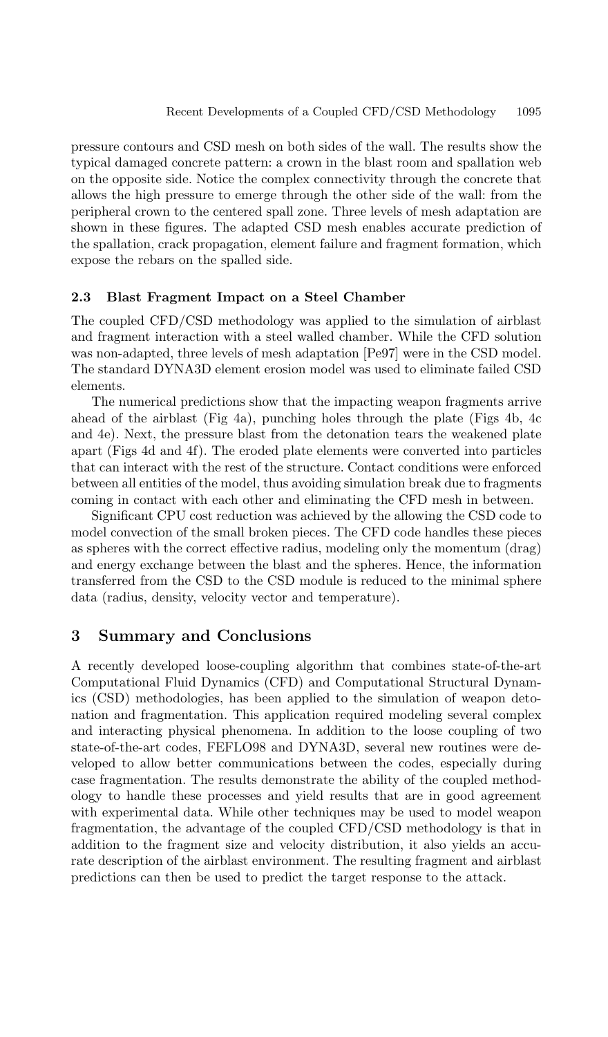pressure contours and CSD mesh on both sides of the wall. The results show the typical damaged concrete pattern: a crown in the blast room and spallation web on the opposite side. Notice the complex connectivity through the concrete that allows the high pressure to emerge through the other side of the wall: from the peripheral crown to the centered spall zone. Three levels of mesh adaptation are shown in these figures. The adapted CSD mesh enables accurate prediction of the spallation, crack propagation, element failure and fragment formation, which expose the rebars on the spalled side.

### 2.3 Blast Fragment Impact on a Steel Chamber

The coupled CFD/CSD methodology was applied to the simulation of airblast and fragment interaction with a steel walled chamber. While the CFD solution was non-adapted, three levels of mesh adaptation [Pe97] were in the CSD model. The standard DYNA3D element erosion model was used to eliminate failed CSD elements.

The numerical predictions show that the impacting weapon fragments arrive ahead of the airblast (Fig 4a), punching holes through the plate (Figs 4b, 4c and 4e). Next, the pressure blast from the detonation tears the weakened plate apart (Figs 4d and 4f). The eroded plate elements were converted into particles that can interact with the rest of the structure. Contact conditions were enforced between all entities of the model, thus avoiding simulation break due to fragments coming in contact with each other and eliminating the CFD mesh in between.

Significant CPU cost reduction was achieved by the allowing the CSD code to model convection of the small broken pieces. The CFD code handles these pieces as spheres with the correct effective radius, modeling only the momentum (drag) and energy exchange between the blast and the spheres. Hence, the information transferred from the CSD to the CSD module is reduced to the minimal sphere data (radius, density, velocity vector and temperature).

## 3 Summary and Conclusions

A recently developed loose-coupling algorithm that combines state-of-the-art Computational Fluid Dynamics (CFD) and Computational Structural Dynamics (CSD) methodologies, has been applied to the simulation of weapon detonation and fragmentation. This application required modeling several complex and interacting physical phenomena. In addition to the loose coupling of two state-of-the-art codes, FEFLO98 and DYNA3D, several new routines were developed to allow better communications between the codes, especially during case fragmentation. The results demonstrate the ability of the coupled methodology to handle these processes and yield results that are in good agreement with experimental data. While other techniques may be used to model weapon fragmentation, the advantage of the coupled CFD/CSD methodology is that in addition to the fragment size and velocity distribution, it also yields an accurate description of the airblast environment. The resulting fragment and airblast predictions can then be used to predict the target response to the attack.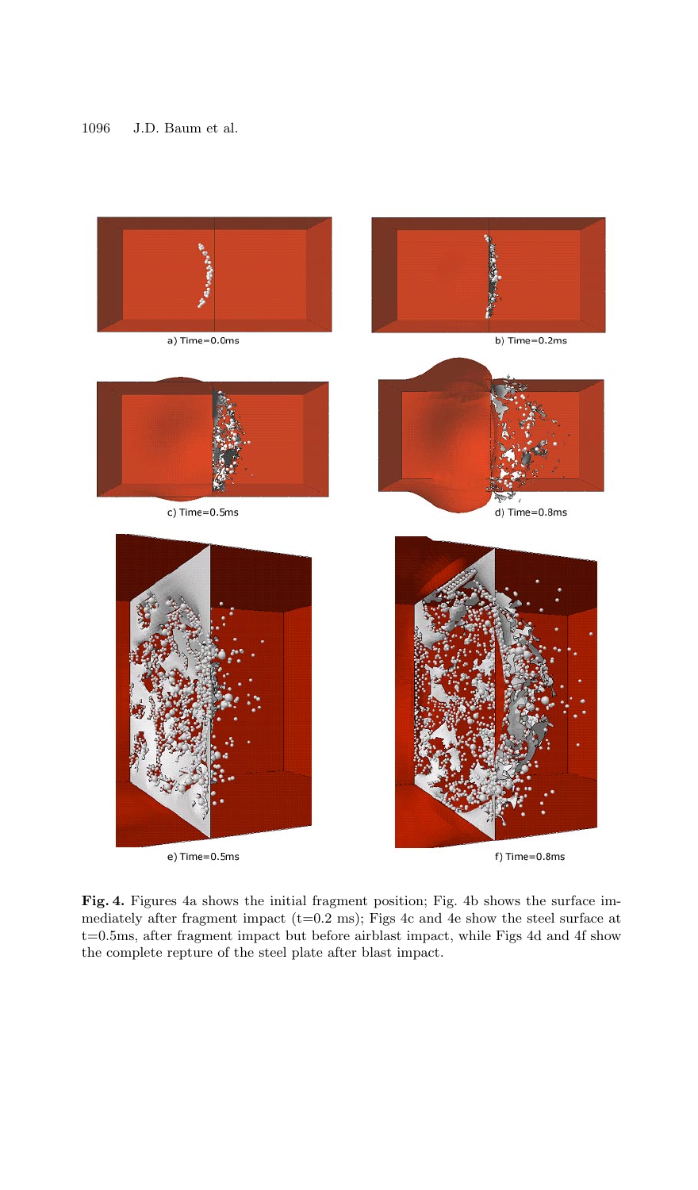a) Time=0.0ms

b) Time=0.2ms

c) Time=0.5ms

d) Time=0.8ms

e) Time=0.5ms

f) Time=0.8ms

**Fig. 4.** Figures 4a shows the initial fragment position; Fig. 4b shows the surface immediately after fragment impact (t=0.2 ms); Figs 4c and 4e show the steel surface at t=0.5ms, after fragment impact but before airblast impact, while Figs 4d and 4f show the complete repture of the steel plate after blast impact.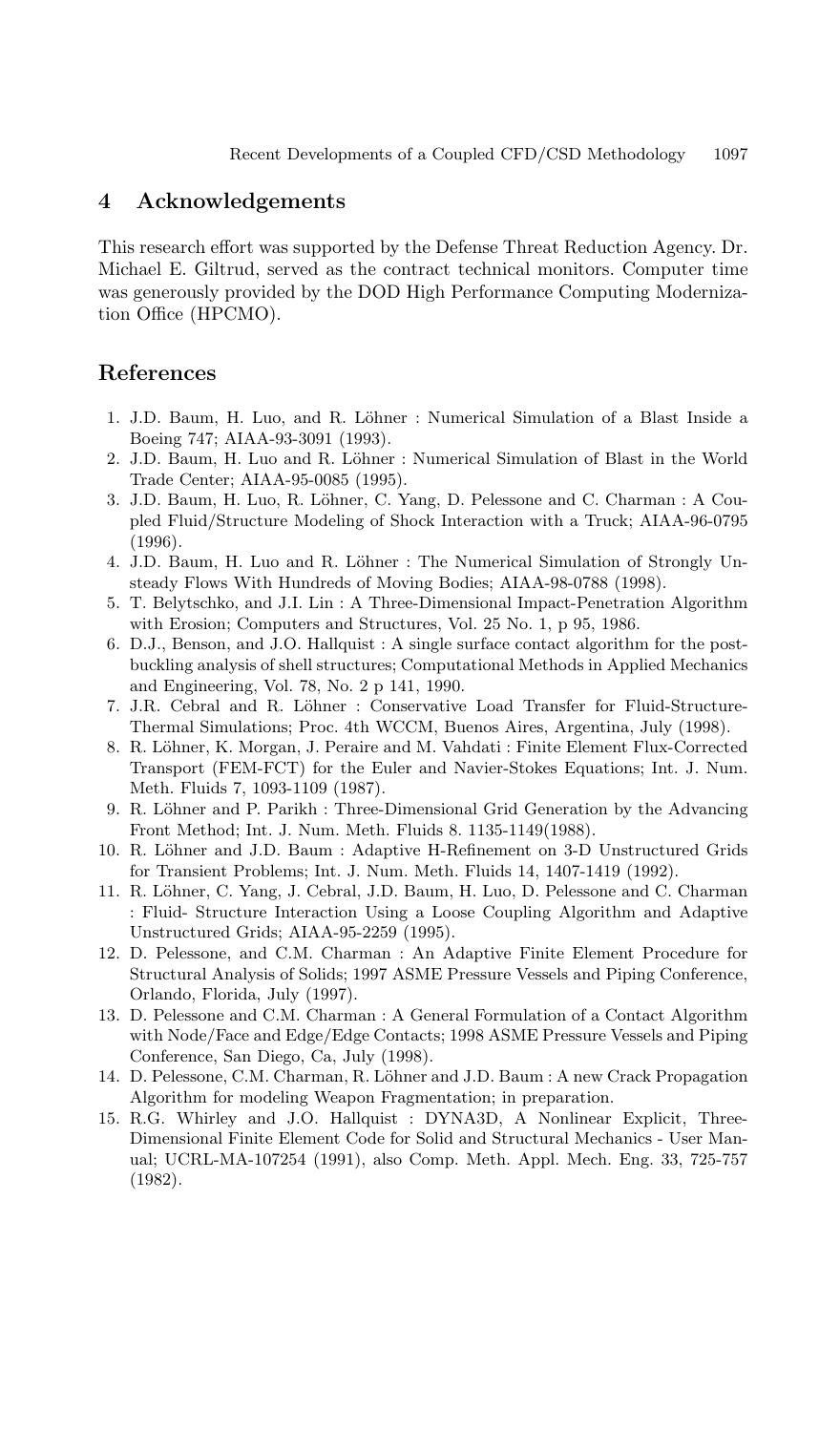## 4 Acknowledgements

This research effort was supported by the Defense Threat Reduction Agency. Dr. Michael E. Giltrud, served as the contract technical monitors. Computer time was generously provided by the DOD High Performance Computing Modernization Office (HPCMO).

## References

1. J.D. Baum, H. Luo, and R. Löhner : Numerical Simulation of a Blast Inside a Boeing 747; AIAA-93-3091 (1993).
2. J.D. Baum, H. Luo and R. Löhner : Numerical Simulation of Blast in the World Trade Center; AIAA-95-0085 (1995).
3. J.D. Baum, H. Luo, R. Löhner, C. Yang, D. Pelessone and C. Charman : A Coupled Fluid/Structure Modeling of Shock Interaction with a Truck; AIAA-96-0795 (1996).
4. J.D. Baum, H. Luo and R. Löhner : The Numerical Simulation of Strongly Unsteady Flows With Hundreds of Moving Bodies; AIAA-98-0788 (1998).
5. T. Belytschko, and J.I. Lin : A Three-Dimensional Impact-Penetration Algorithm with Erosion; Computers and Structures, Vol. 25 No. 1, p 95, 1986.
6. D.J., Benson, and J.O. Hallquist : A single surface contact algorithm for the post-buckling analysis of shell structures; Computational Methods in Applied Mechanics and Engineering, Vol. 78, No. 2 p 141, 1990.
7. J.R. Cebral and R. Löhner : Conservative Load Transfer for Fluid-Structure-Thermal Simulations; Proc. 4th WCCM, Buenos Aires, Argentina, July (1998).
8. R. Löhner, K. Morgan, J. Peraire and M. Vahdati : Finite Element Flux-Corrected Transport (FEM-FCT) for the Euler and Navier-Stokes Equations; Int. J. Num. Meth. Fluids 7, 1093-1109 (1987).
9. R. Löhner and P. Parikh : Three-Dimensional Grid Generation by the Advancing Front Method; Int. J. Num. Meth. Fluids 8. 1135-1149(1988).
10. R. Löhner and J.D. Baum : Adaptive H-Refinement on 3-D Unstructured Grids for Transient Problems; Int. J. Num. Meth. Fluids 14, 1407-1419 (1992).
11. R. Löhner, C. Yang, J. Cebral, J.D. Baum, H. Luo, D. Pelessone and C. Charman : Fluid- Structure Interaction Using a Loose Coupling Algorithm and Adaptive Unstructured Grids; AIAA-95-2259 (1995).
12. D. Pelessone, and C.M. Charman : An Adaptive Finite Element Procedure for Structural Analysis of Solids; 1997 ASME Pressure Vessels and Piping Conference, Orlando, Florida, July (1997).
13. D. Pelessone and C.M. Charman : A General Formulation of a Contact Algorithm with Node/Face and Edge/Edge Contacts; 1998 ASME Pressure Vessels and Piping Conference, San Diego, Ca, July (1998).
14. D. Pelessone, C.M. Charman, R. Löhner and J.D. Baum : A new Crack Propagation Algorithm for modeling Weapon Fragmentation; in preparation.
15. R.G. Whirley and J.O. Hallquist : DYNA3D, A Nonlinear Explicit, Three-Dimensional Finite Element Code for Solid and Structural Mechanics - User Manual; UCRL-MA-107254 (1991), also Comp. Meth. Appl. Mech. Eng. 33, 725-757 (1982).